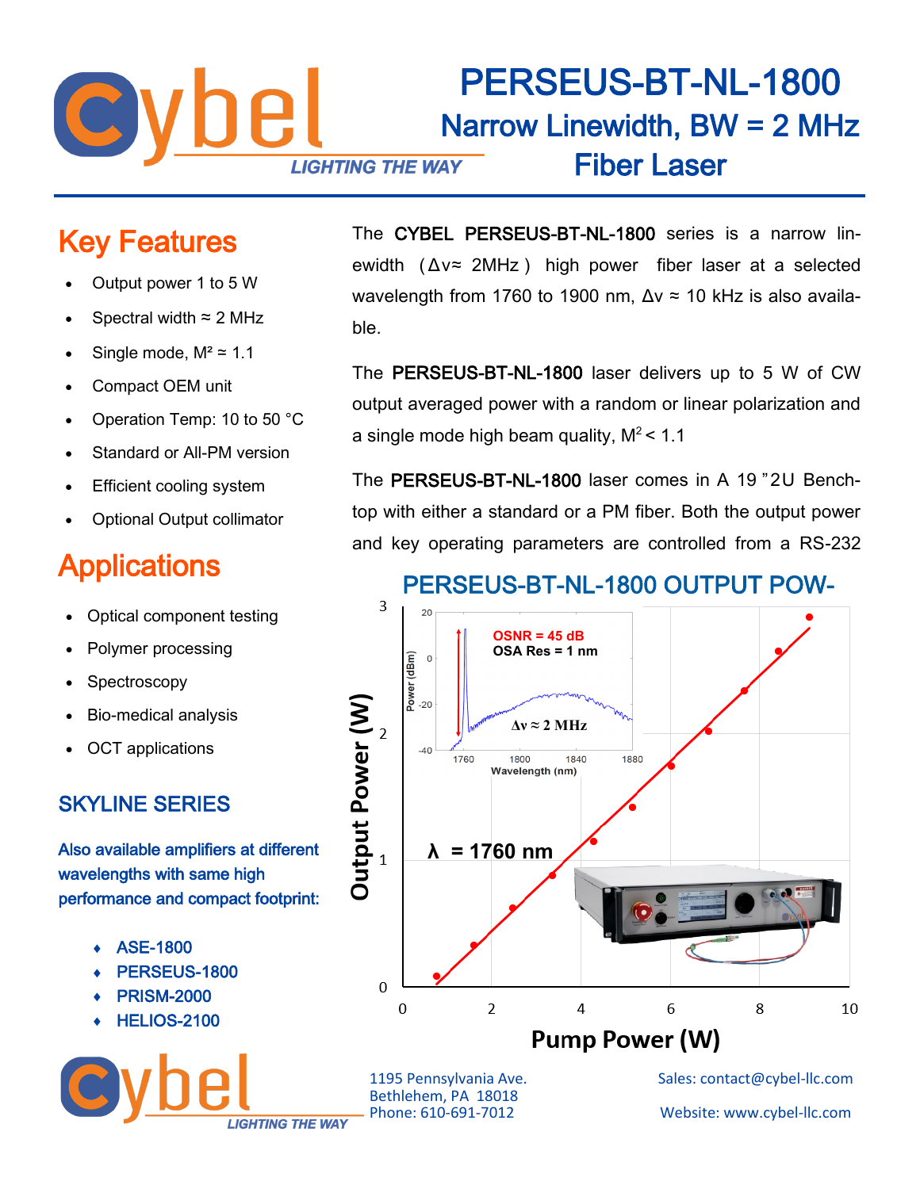# PERSEUS-BT-NL-1800

## Narrow Linewidth, BW = 2 MHz

## Fiber Laser

cybel LIGHTING THE WAY

## Key Features

- Output power 1 to 5 W
- Spectral width ≈ 2 MHz
- Single mode, $M^2$ ≈ 1.1
- Compact OEM unit
- Operation Temp: 10 to 50 °C
- Standard or All-PM version
- Efficient cooling system
- Optional Output collimator

## Applications

- Optical component testing
- Polymer processing
- Spectroscopy
- Bio-medical analysis
- OCT applications

### SKYLINE SERIES

Also available amplifiers at different wavelengths with same high performance and compact footprint:

- ASE-1800
- PERSEUS-1800
- PRISM-2000
- HELIOS-2100

The **CYBEL PERSEUS-BT-NL-1800** series is a narrow linewidth (Δν≈ 2MHz) high power fiber laser at a selected wavelength from 1760 to 1900 nm, Δν ≈ 10 kHz is also available.

The **PERSEUS-BT-NL-1800** laser delivers up to 5 W of CW output averaged power with a random or linear polarization and a single mode high beam quality, $M^2 < 1.1$

The **PERSEUS-BT-NL-1800** laser comes in A 19 "2U Benchtop with either a standard or a PM fiber. Both the output power and key operating parameters are controlled from a RS-232

### PERSEUS-BT-NL-1800 OUTPUT POW-

Output Power (W)
Pump Power (W)
0 2 4 6 8 10
0 1 2 3
λ = 1760 nm

OSNR = 45 dB
OSA Res = 1 nm
Δν ≈ 2 MHz
Power (dBm)
20 0 -20 -40
1760 1800 1840 1880
Wavelength (nm)

cybel LIGHTING THE WAY

1195 Pennsylvania Ave.
Bethlehem, PA 18018
Phone: 610-691-7012

Sales: contact@cybel-llc.com

Website: www.cybel-llc.com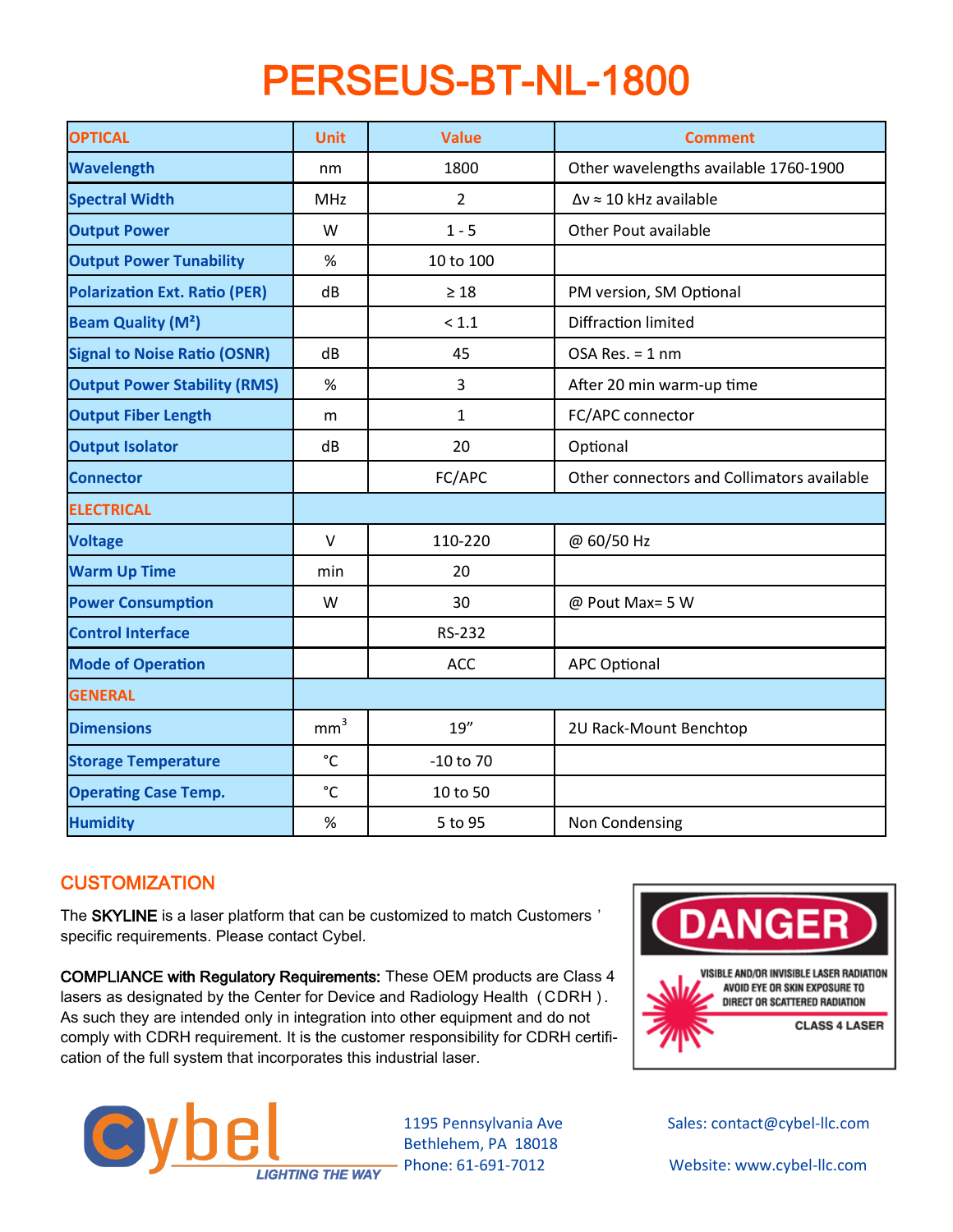# PERSEUS-BT-NL-1800

| OPTICAL | Unit | Value | Comment |
|---|---|---|---|
| Wavelength | nm | 1800 | Other wavelengths available 1760-1900 |
| Spectral Width | MHz | 2 | Δν ≈ 10 kHz available |
| Output Power | W | 1 - 5 | Other Pout available |
| Output Power Tunability | % | 10 to 100 | |
| Polarization Ext. Ratio (PER) | dB | ≥ 18 | PM version, SM Optional |
| Beam Quality ($M^2$) | | < 1.1 | Diffraction limited |
| Signal to Noise Ratio (OSNR) | dB | 45 | OSA Res. = 1 nm |
| Output Power Stability (RMS) | % | 3 | After 20 min warm-up time |
| Output Fiber Length | m | 1 | FC/APC connector |
| Output Isolator | dB | 20 | Optional |
| Connector | | FC/APC | Other connectors and Collimators available |
| ELECTRICAL | | | |
| Voltage | V | 110-220 | @ 60/50 Hz |
| Warm Up Time | min | 20 | |
| Power Consumption | W | 30 | @ Pout Max= 5 W |
| Control Interface | | RS-232 | |
| Mode of Operation | | ACC | APC Optional |
| GENERAL | | | |
| Dimensions | $mm^3$ | 19” | 2U Rack-Mount Benchtop |
| Storage Temperature | °C | -10 to 70 | |
| Operating Case Temp. | °C | 10 to 50 | |
| Humidity | % | 5 to 95 | Non Condensing |

## CUSTOMIZATION

The **SKYLINE** is a laser platform that can be customized to match Customers ' specific requirements. Please contact Cybel.

**COMPLIANCE with Regulatory Requirements:** These OEM products are Class 4 lasers as designated by the Center for Device and Radiology Health (CDRH). As such they are intended only in integration into other equipment and do not comply with CDRH requirement. It is the customer responsibility for CDRH certification of the full system that incorporates this industrial laser.

DANGER

VISIBLE AND/OR INVISIBLE LASER RADIATION
AVOID EYE OR SKIN EXPOSURE TO
DIRECT OR SCATTERED RADIATION

CLASS 4 LASER

cybel
LIGHTING THE WAY

1195 Pennsylvania Ave
Bethlehem, PA 18018
Phone: 61-691-7012

Sales: contact@cybel-llc.com

Website: www.cybel-llc.com